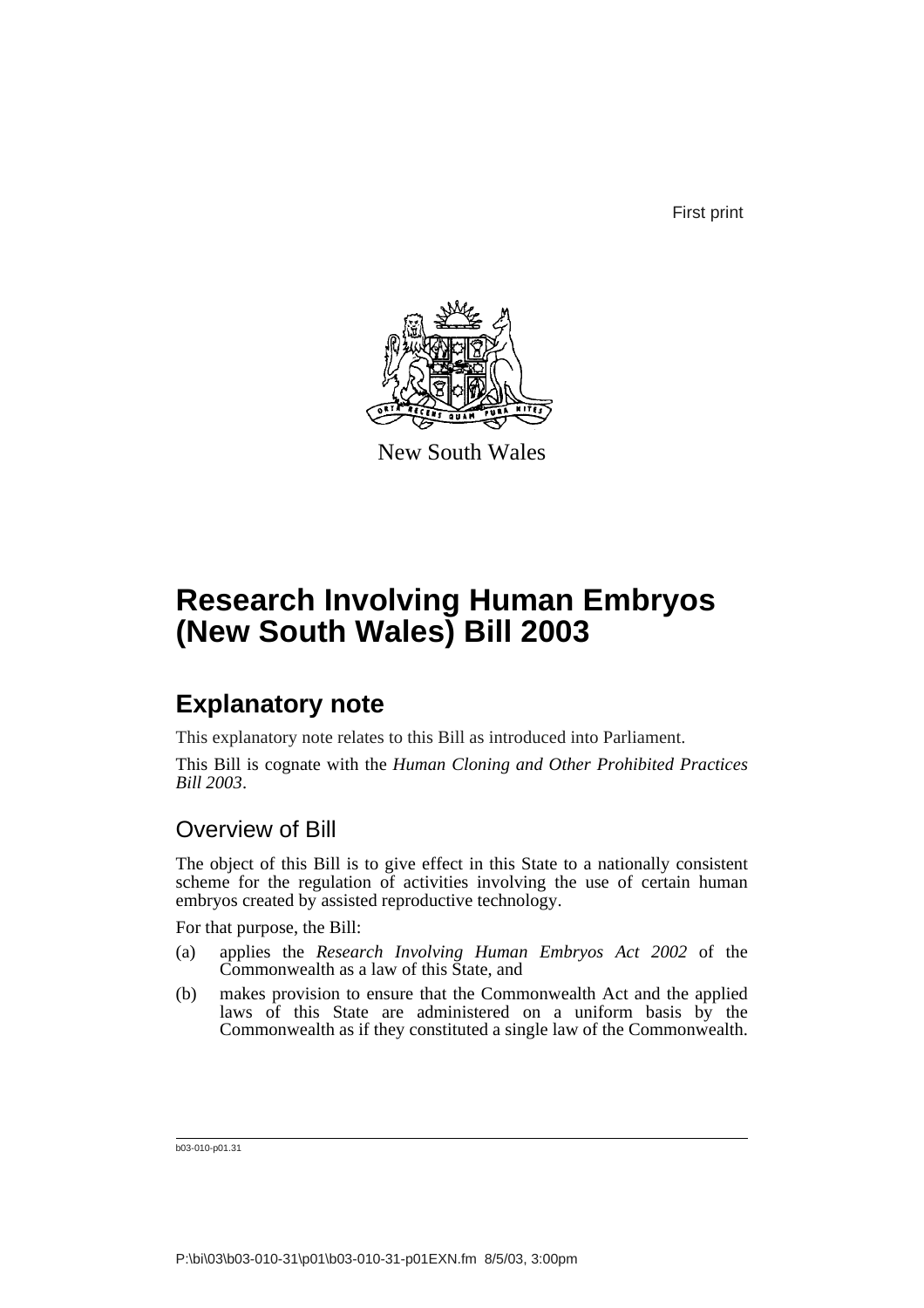First print

New South Wales

# Research Involving Human Embryos (New South Wales) Bill 2003

## Explanatory note

This explanatory note relates to this Bill as introduced into Parliament.

This Bill is cognate with the *Human Cloning and Other Prohibited Practices Bill 2003*.

### Overview of Bill

The object of this Bill is to give effect in this State to a nationally consistent scheme for the regulation of activities involving the use of certain human embryos created by assisted reproductive technology.

For that purpose, the Bill:

(a) applies the *Research Involving Human Embryos Act 2002* of the Commonwealth as a law of this State, and

(b) makes provision to ensure that the Commonwealth Act and the applied laws of this State are administered on a uniform basis by the Commonwealth as if they constituted a single law of the Commonwealth.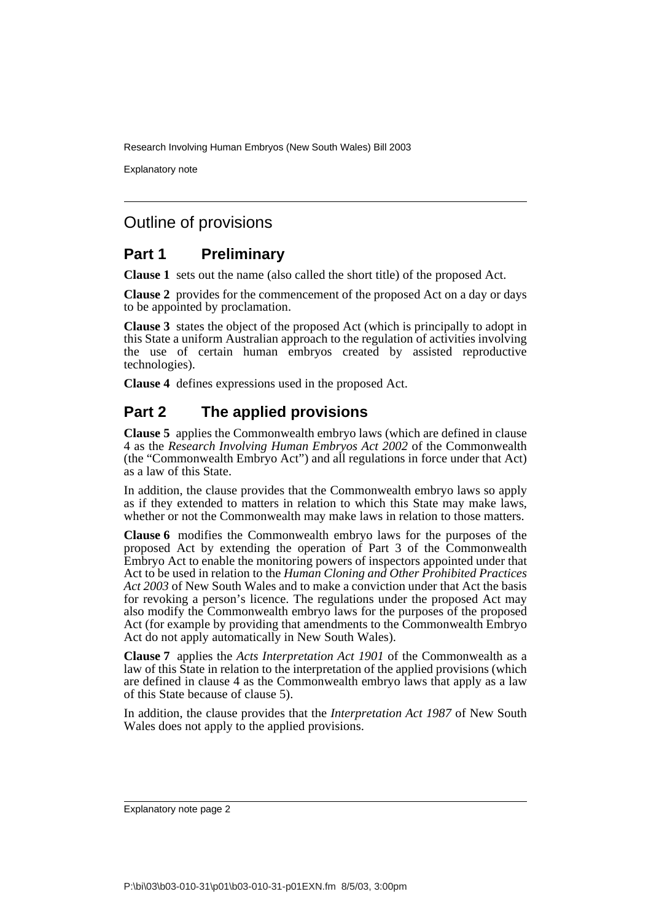## Outline of provisions

### Part 1 Preliminary

**Clause 1** sets out the name (also called the short title) of the proposed Act.

**Clause 2** provides for the commencement of the proposed Act on a day or days to be appointed by proclamation.

**Clause 3** states the object of the proposed Act (which is principally to adopt in this State a uniform Australian approach to the regulation of activities involving the use of certain human embryos created by assisted reproductive technologies).

**Clause 4** defines expressions used in the proposed Act.

### Part 2 The applied provisions

**Clause 5** applies the Commonwealth embryo laws (which are defined in clause 4 as the *Research Involving Human Embryos Act 2002* of the Commonwealth (the "Commonwealth Embryo Act") and all regulations in force under that Act) as a law of this State.

In addition, the clause provides that the Commonwealth embryo laws so apply as if they extended to matters in relation to which this State may make laws, whether or not the Commonwealth may make laws in relation to those matters.

**Clause 6** modifies the Commonwealth embryo laws for the purposes of the proposed Act by extending the operation of Part 3 of the Commonwealth Embryo Act to enable the monitoring powers of inspectors appointed under that Act to be used in relation to the *Human Cloning and Other Prohibited Practices Act 2003* of New South Wales and to make a conviction under that Act the basis for revoking a person's licence. The regulations under the proposed Act may also modify the Commonwealth embryo laws for the purposes of the proposed Act (for example by providing that amendments to the Commonwealth Embryo Act do not apply automatically in New South Wales).

**Clause 7** applies the *Acts Interpretation Act 1901* of the Commonwealth as a law of this State in relation to the interpretation of the applied provisions (which are defined in clause 4 as the Commonwealth embryo laws that apply as a law of this State because of clause 5).

In addition, the clause provides that the *Interpretation Act 1987* of New South Wales does not apply to the applied provisions.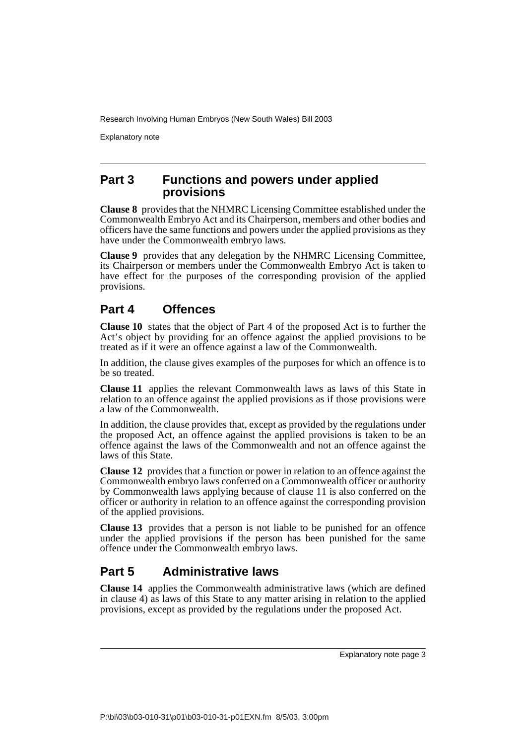## Part 3 Functions and powers under applied provisions

**Clause 8** provides that the NHMRC Licensing Committee established under the Commonwealth Embryo Act and its Chairperson, members and other bodies and officers have the same functions and powers under the applied provisions as they have under the Commonwealth embryo laws.

**Clause 9** provides that any delegation by the NHMRC Licensing Committee, its Chairperson or members under the Commonwealth Embryo Act is taken to have effect for the purposes of the corresponding provision of the applied provisions.

## Part 4 Offences

**Clause 10** states that the object of Part 4 of the proposed Act is to further the Act's object by providing for an offence against the applied provisions to be treated as if it were an offence against a law of the Commonwealth.

In addition, the clause gives examples of the purposes for which an offence is to be so treated.

**Clause 11** applies the relevant Commonwealth laws as laws of this State in relation to an offence against the applied provisions as if those provisions were a law of the Commonwealth.

In addition, the clause provides that, except as provided by the regulations under the proposed Act, an offence against the applied provisions is taken to be an offence against the laws of the Commonwealth and not an offence against the laws of this State.

**Clause 12** provides that a function or power in relation to an offence against the Commonwealth embryo laws conferred on a Commonwealth officer or authority by Commonwealth laws applying because of clause 11 is also conferred on the officer or authority in relation to an offence against the corresponding provision of the applied provisions.

**Clause 13** provides that a person is not liable to be punished for an offence under the applied provisions if the person has been punished for the same offence under the Commonwealth embryo laws.

## Part 5 Administrative laws

**Clause 14** applies the Commonwealth administrative laws (which are defined in clause 4) as laws of this State to any matter arising in relation to the applied provisions, except as provided by the regulations under the proposed Act.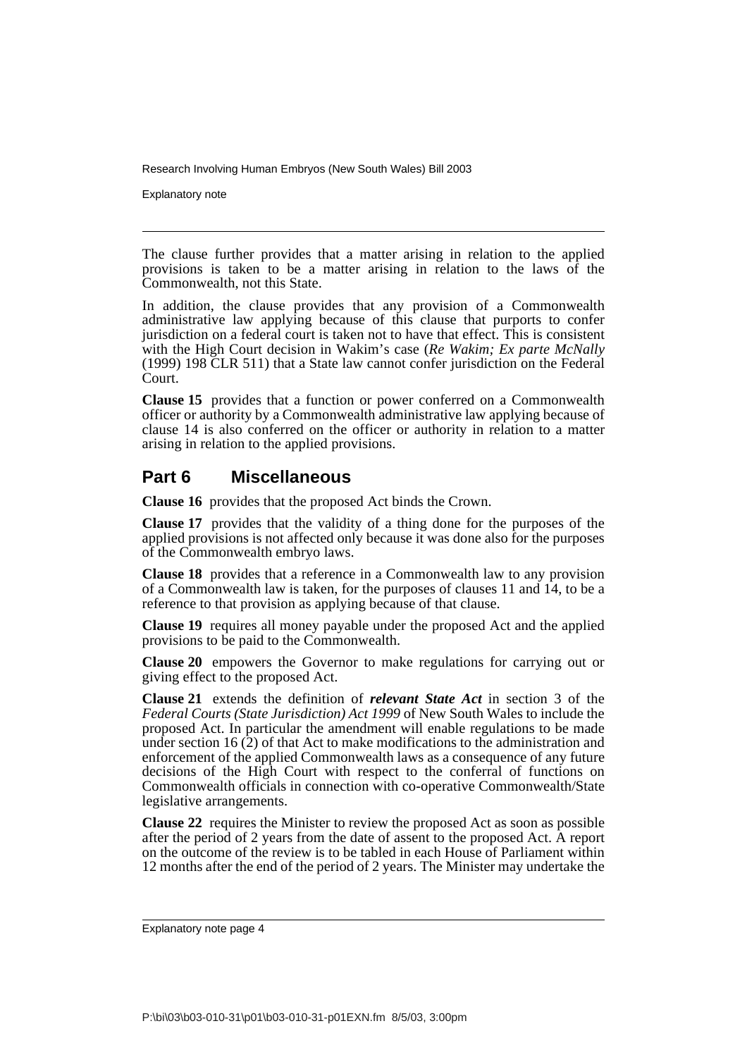The clause further provides that a matter arising in relation to the applied provisions is taken to be a matter arising in relation to the laws of the Commonwealth, not this State.

In addition, the clause provides that any provision of a Commonwealth administrative law applying because of this clause that purports to confer jurisdiction on a federal court is taken not to have that effect. This is consistent with the High Court decision in Wakim's case (*Re Wakim; Ex parte McNally* (1999) 198 CLR 511) that a State law cannot confer jurisdiction on the Federal Court.

**Clause 15** provides that a function or power conferred on a Commonwealth officer or authority by a Commonwealth administrative law applying because of clause 14 is also conferred on the officer or authority in relation to a matter arising in relation to the applied provisions.

## Part 6 Miscellaneous

**Clause 16** provides that the proposed Act binds the Crown.

**Clause 17** provides that the validity of a thing done for the purposes of the applied provisions is not affected only because it was done also for the purposes of the Commonwealth embryo laws.

**Clause 18** provides that a reference in a Commonwealth law to any provision of a Commonwealth law is taken, for the purposes of clauses 11 and 14, to be a reference to that provision as applying because of that clause.

**Clause 19** requires all money payable under the proposed Act and the applied provisions to be paid to the Commonwealth.

**Clause 20** empowers the Governor to make regulations for carrying out or giving effect to the proposed Act.

**Clause 21** extends the definition of ***relevant State Act*** in section 3 of the *Federal Courts (State Jurisdiction) Act 1999* of New South Wales to include the proposed Act. In particular the amendment will enable regulations to be made under section 16 (2) of that Act to make modifications to the administration and enforcement of the applied Commonwealth laws as a consequence of any future decisions of the High Court with respect to the conferral of functions on Commonwealth officials in connection with co-operative Commonwealth/State legislative arrangements.

**Clause 22** requires the Minister to review the proposed Act as soon as possible after the period of 2 years from the date of assent to the proposed Act. A report on the outcome of the review is to be tabled in each House of Parliament within 12 months after the end of the period of 2 years. The Minister may undertake the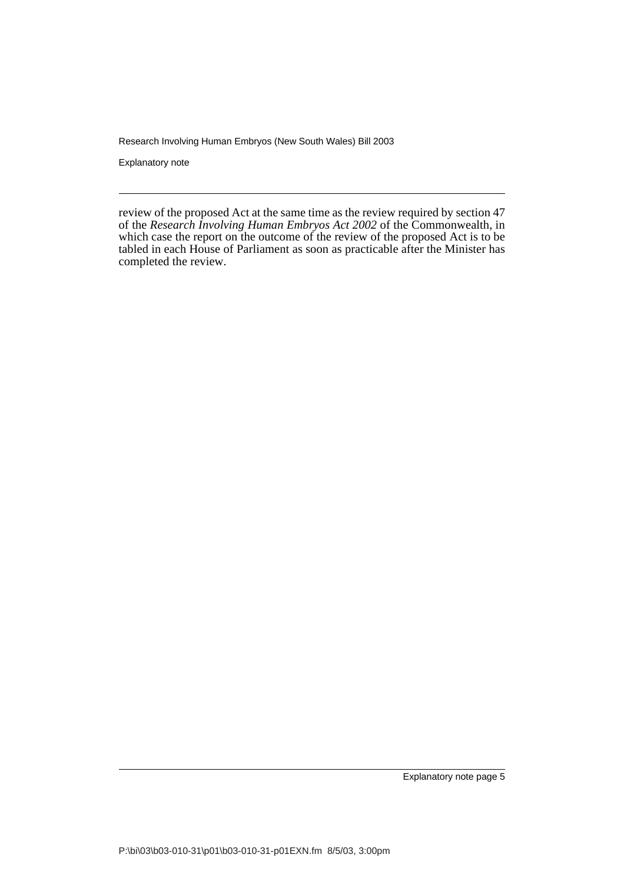review of the proposed Act at the same time as the review required by section 47 of the *Research Involving Human Embryos Act 2002* of the Commonwealth, in which case the report on the outcome of the review of the proposed Act is to be tabled in each House of Parliament as soon as practicable after the Minister has completed the review.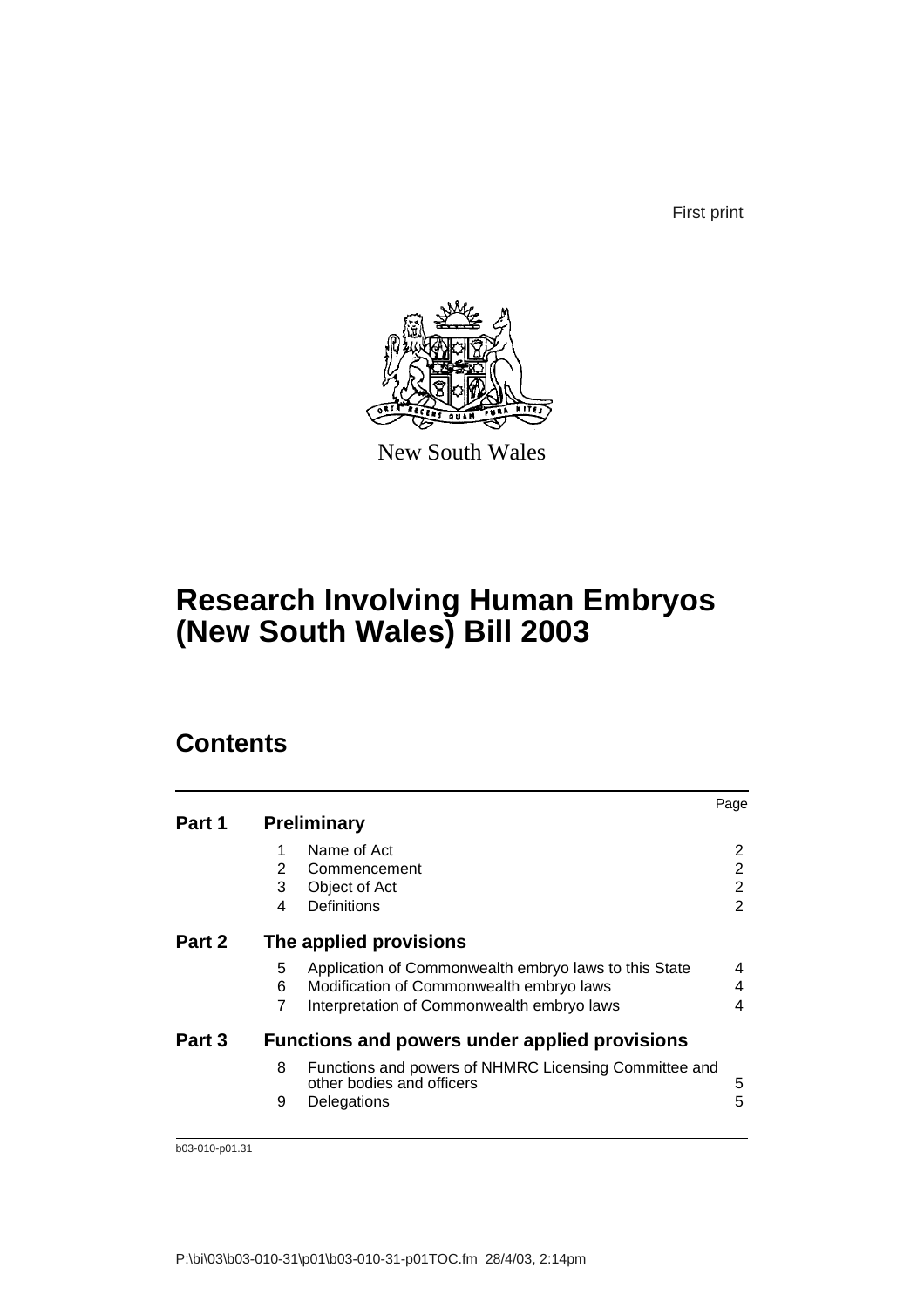First print

New South Wales

# Research Involving Human Embryos (New South Wales) Bill 2003

## Contents

| | | | Page |
|---|---|---|---|
| **Part 1** | **Preliminary** | | |
| | 1 | Name of Act | 2 |
| | 2 | Commencement | 2 |
| | 3 | Object of Act | 2 |
| | 4 | Definitions | 2 |
| **Part 2** | **The applied provisions** | | |
| | 5 | Application of Commonwealth embryo laws to this State | 4 |
| | 6 | Modification of Commonwealth embryo laws | 4 |
| | 7 | Interpretation of Commonwealth embryo laws | 4 |
| **Part 3** | **Functions and powers under applied provisions** | | |
| | 8 | Functions and powers of NHMRC Licensing Committee and other bodies and officers | 5 |
| | 9 | Delegations | 5 |

b03-010-p01.31

P:\bi\03\b03-010-31\p01\b03-010-31-p01TOC.fm 28/4/03, 2:14pm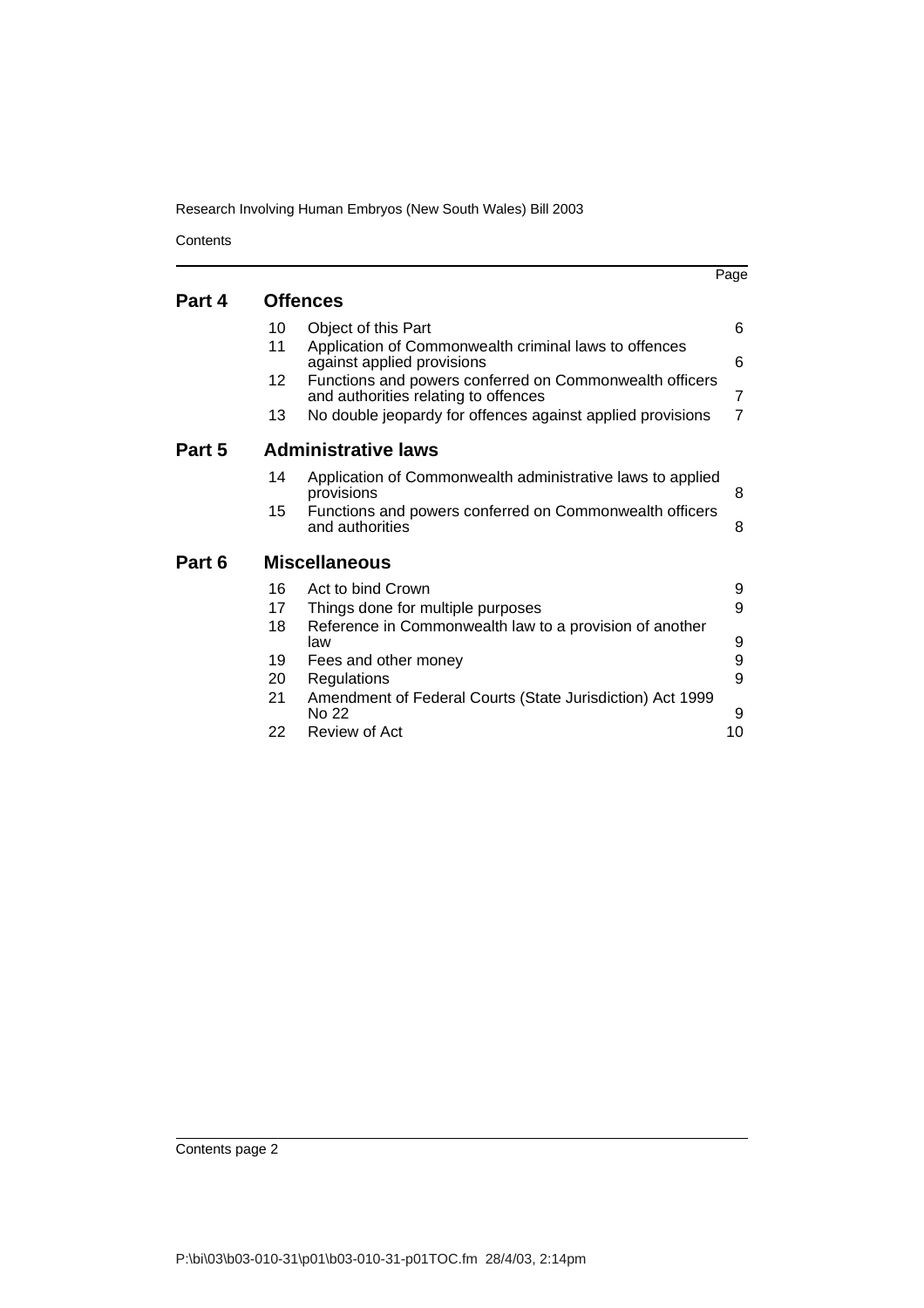| | | | Page |
|---|---|---|---|
| **Part 4** | **Offences** | | |
| | 10 | Object of this Part | 6 |
| | 11 | Application of Commonwealth criminal laws to offences against applied provisions | 6 |
| | 12 | Functions and powers conferred on Commonwealth officers and authorities relating to offences | 7 |
| | 13 | No double jeopardy for offences against applied provisions | 7 |
| **Part 5** | **Administrative laws** | | |
| | 14 | Application of Commonwealth administrative laws to applied provisions | 8 |
| | 15 | Functions and powers conferred on Commonwealth officers and authorities | 8 |
| **Part 6** | **Miscellaneous** | | |
| | 16 | Act to bind Crown | 9 |
| | 17 | Things done for multiple purposes | 9 |
| | 18 | Reference in Commonwealth law to a provision of another law | 9 |
| | 19 | Fees and other money | 9 |
| | 20 | Regulations | 9 |
| | 21 | Amendment of Federal Courts (State Jurisdiction) Act 1999 No 22 | 9 |
| | 22 | Review of Act | 10 |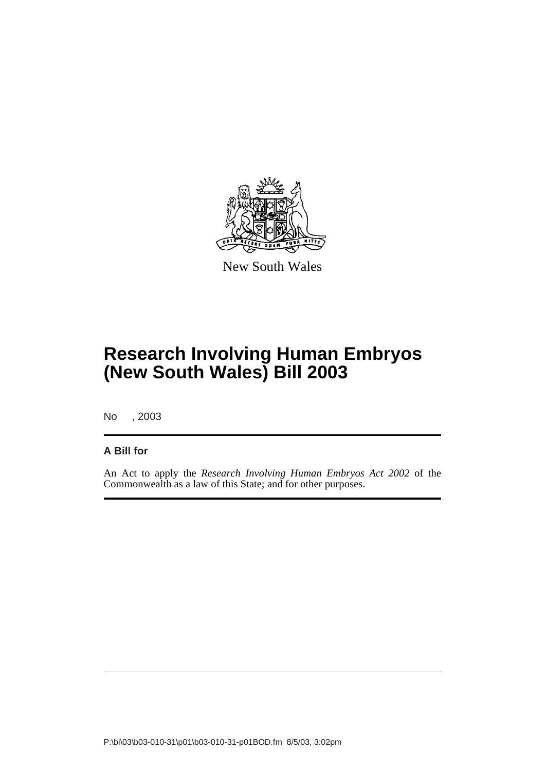New South Wales

# Research Involving Human Embryos (New South Wales) Bill 2003

No , 2003

**A Bill for**

An Act to apply the *Research Involving Human Embryos Act 2002* of the Commonwealth as a law of this State; and for other purposes.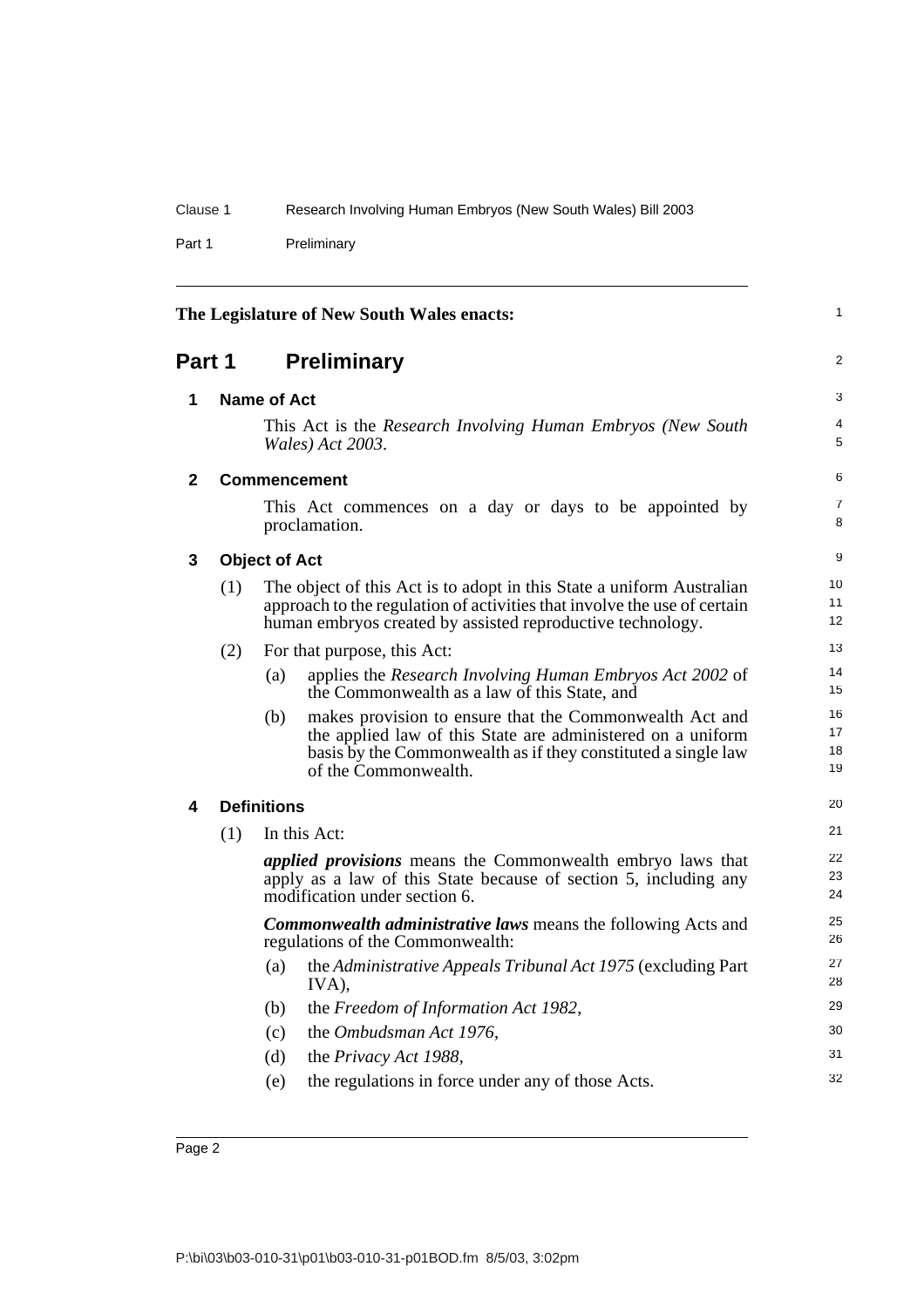The Legislature of New South Wales enacts:

# Part 1 Preliminary

## 1 Name of Act

This Act is the *Research Involving Human Embryos (New South Wales) Act 2003*.

## 2 Commencement

This Act commences on a day or days to be appointed by proclamation.

## 3 Object of Act

(1) The object of this Act is to adopt in this State a uniform Australian approach to the regulation of activities that involve the use of certain human embryos created by assisted reproductive technology.

(2) For that purpose, this Act:

(a) applies the *Research Involving Human Embryos Act 2002* of the Commonwealth as a law of this State, and

(b) makes provision to ensure that the Commonwealth Act and the applied law of this State are administered on a uniform basis by the Commonwealth as if they constituted a single law of the Commonwealth.

## 4 Definitions

(1) In this Act:

***applied provisions*** means the Commonwealth embryo laws that apply as a law of this State because of section 5, including any modification under section 6.

***Commonwealth administrative laws*** means the following Acts and regulations of the Commonwealth:

(a) the *Administrative Appeals Tribunal Act 1975* (excluding Part IVA),

(b) the *Freedom of Information Act 1982*,

(c) the *Ombudsman Act 1976*,

(d) the *Privacy Act 1988*,

(e) the regulations in force under any of those Acts.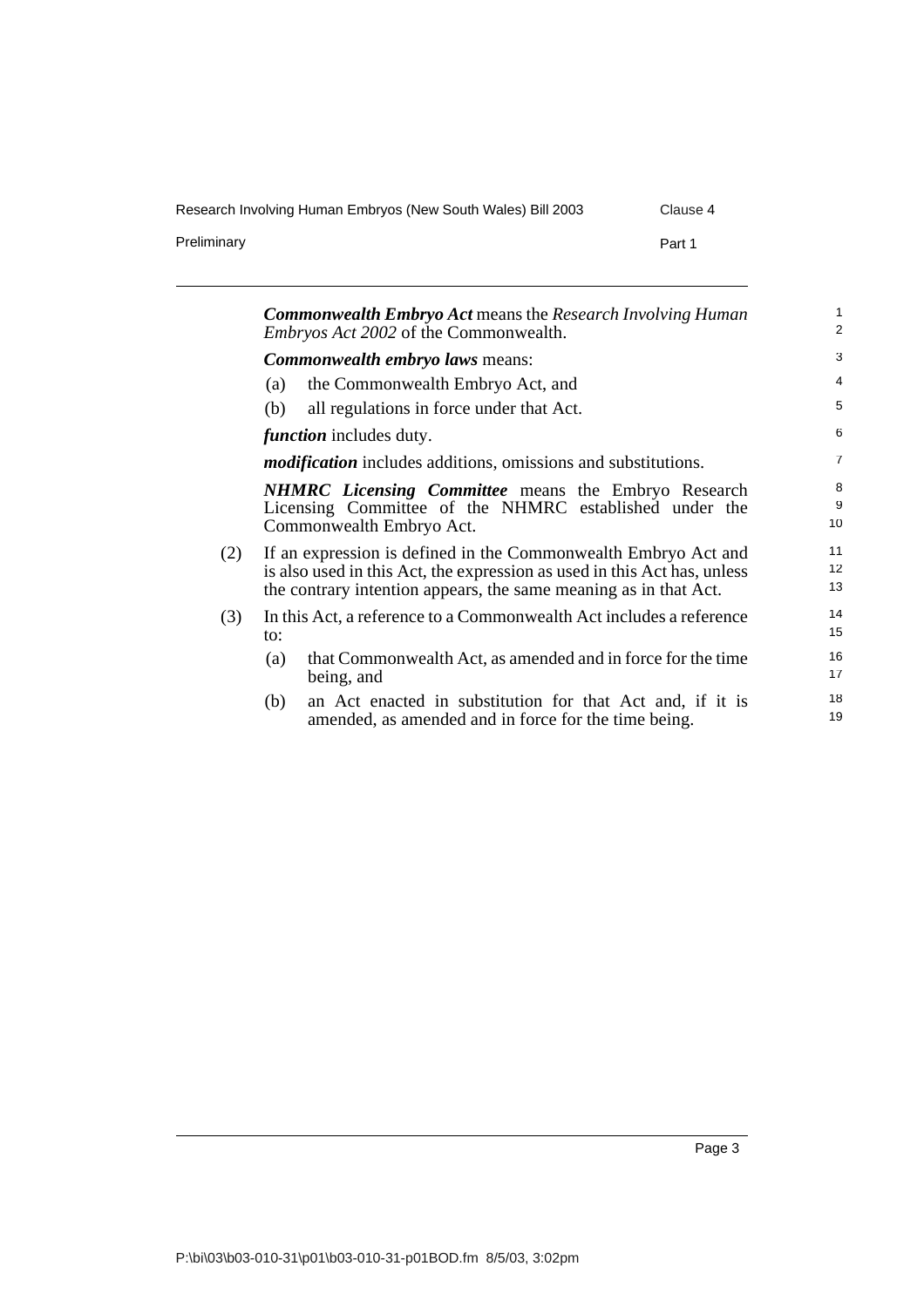***Commonwealth Embryo Act*** means the *Research Involving Human Embryos Act 2002* of the Commonwealth.

***Commonwealth embryo laws*** means:

(a) the Commonwealth Embryo Act, and

(b) all regulations in force under that Act.

***function*** includes duty.

***modification*** includes additions, omissions and substitutions.

***NHMRC Licensing Committee*** means the Embryo Research Licensing Committee of the NHMRC established under the Commonwealth Embryo Act.

(2) If an expression is defined in the Commonwealth Embryo Act and is also used in this Act, the expression as used in this Act has, unless the contrary intention appears, the same meaning as in that Act.

(3) In this Act, a reference to a Commonwealth Act includes a reference to:

(a) that Commonwealth Act, as amended and in force for the time being, and

(b) an Act enacted in substitution for that Act and, if it is amended, as amended and in force for the time being.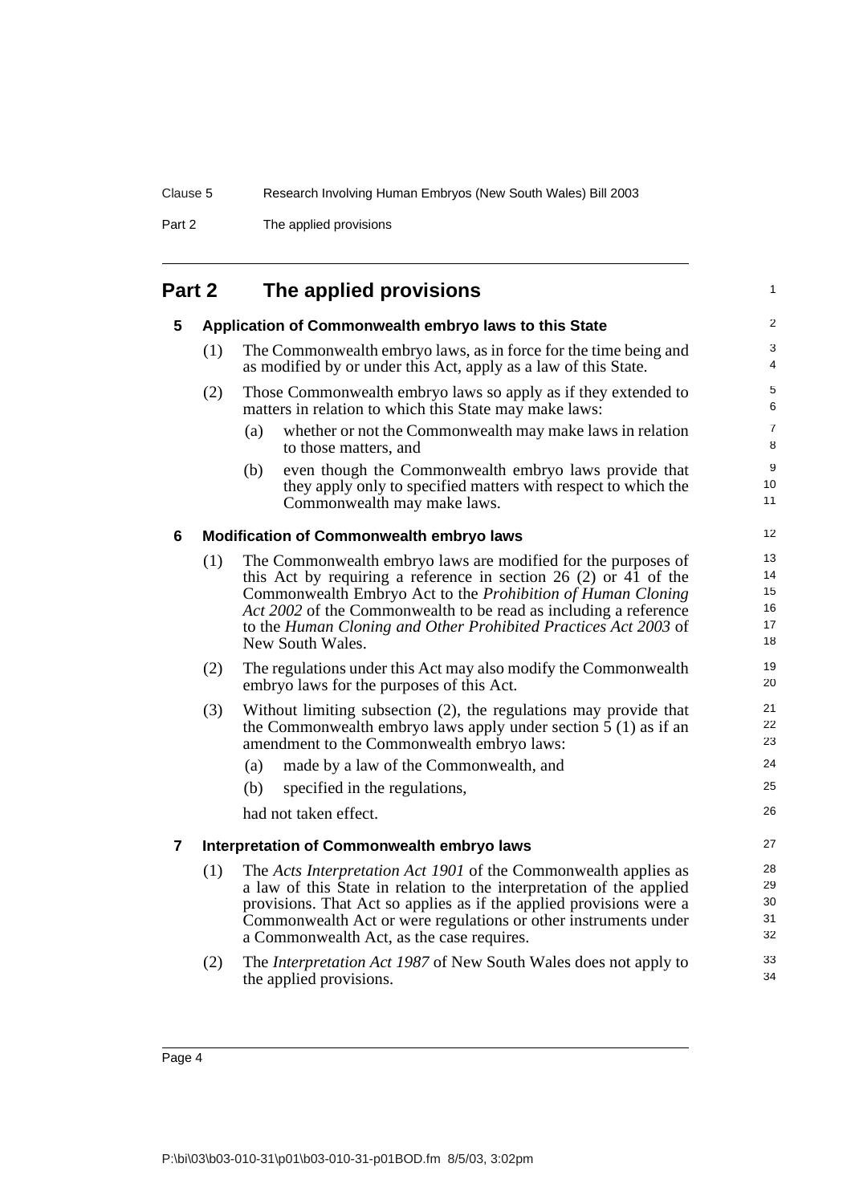## Part 2 The applied provisions

### 5 Application of Commonwealth embryo laws to this State

(1) The Commonwealth embryo laws, as in force for the time being and as modified by or under this Act, apply as a law of this State.

(2) Those Commonwealth embryo laws so apply as if they extended to matters in relation to which this State may make laws:

(a) whether or not the Commonwealth may make laws in relation to those matters, and

(b) even though the Commonwealth embryo laws provide that they apply only to specified matters with respect to which the Commonwealth may make laws.

### 6 Modification of Commonwealth embryo laws

(1) The Commonwealth embryo laws are modified for the purposes of this Act by requiring a reference in section 26 (2) or 41 of the Commonwealth Embryo Act to the *Prohibition of Human Cloning Act 2002* of the Commonwealth to be read as including a reference to the *Human Cloning and Other Prohibited Practices Act 2003* of New South Wales.

(2) The regulations under this Act may also modify the Commonwealth embryo laws for the purposes of this Act.

(3) Without limiting subsection (2), the regulations may provide that the Commonwealth embryo laws apply under section 5 (1) as if an amendment to the Commonwealth embryo laws:

(a) made by a law of the Commonwealth, and

(b) specified in the regulations,

had not taken effect.

### 7 Interpretation of Commonwealth embryo laws

(1) The *Acts Interpretation Act 1901* of the Commonwealth applies as a law of this State in relation to the interpretation of the applied provisions. That Act so applies as if the applied provisions were a Commonwealth Act or were regulations or other instruments under a Commonwealth Act, as the case requires.

(2) The *Interpretation Act 1987* of New South Wales does not apply to the applied provisions.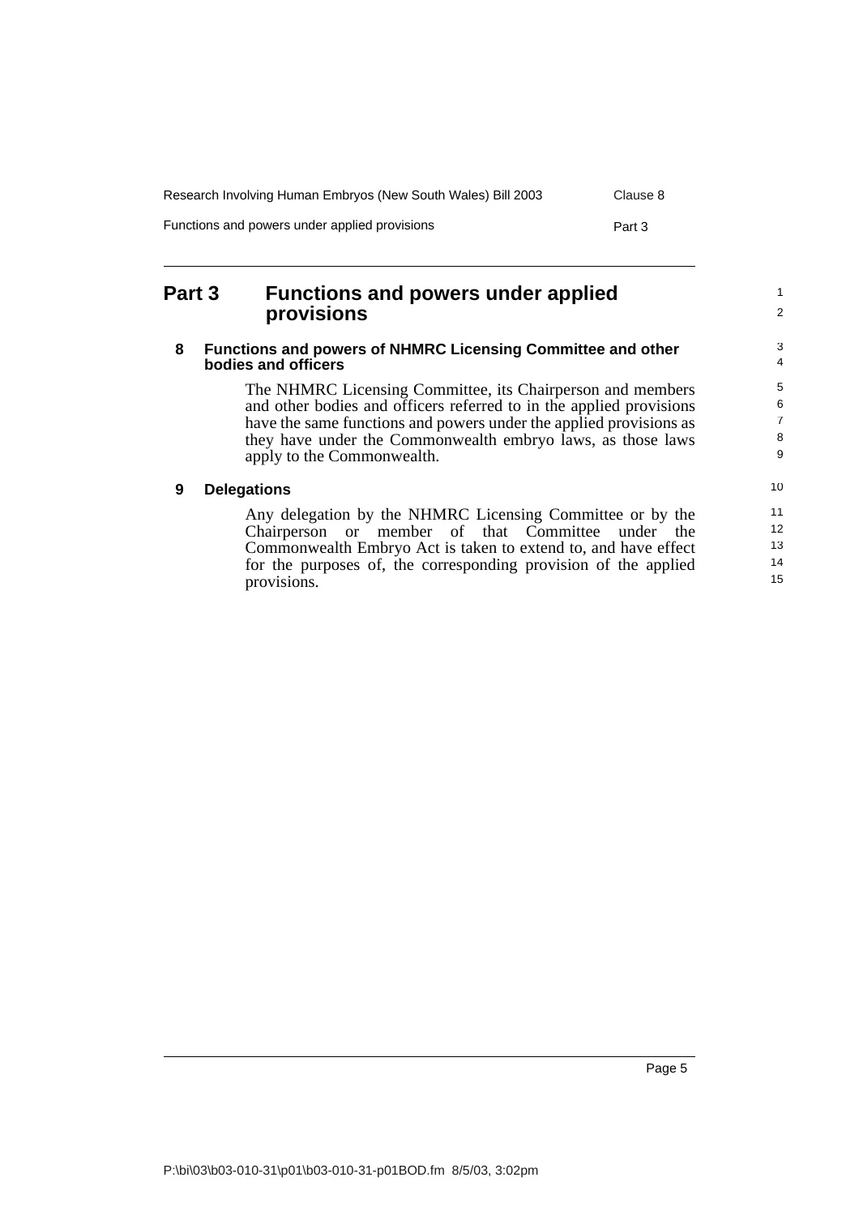## Part 3 Functions and powers under applied provisions

### 8 Functions and powers of NHMRC Licensing Committee and other bodies and officers

The NHMRC Licensing Committee, its Chairperson and members and other bodies and officers referred to in the applied provisions have the same functions and powers under the applied provisions as they have under the Commonwealth embryo laws, as those laws apply to the Commonwealth.

### 9 Delegations

Any delegation by the NHMRC Licensing Committee or by the Chairperson or member of that Committee under the Commonwealth Embryo Act is taken to extend to, and have effect for the purposes of, the corresponding provision of the applied provisions.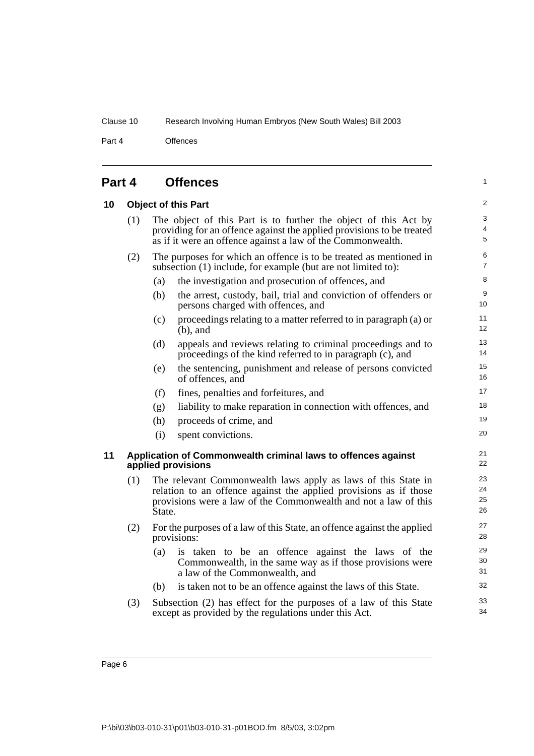## Part 4 Offences

### 10 Object of this Part

(1) The object of this Part is to further the object of this Act by providing for an offence against the applied provisions to be treated as if it were an offence against a law of the Commonwealth.

(2) The purposes for which an offence is to be treated as mentioned in subsection (1) include, for example (but are not limited to):

- (a) the investigation and prosecution of offences, and
- (b) the arrest, custody, bail, trial and conviction of offenders or persons charged with offences, and
- (c) proceedings relating to a matter referred to in paragraph (a) or (b), and
- (d) appeals and reviews relating to criminal proceedings and to proceedings of the kind referred to in paragraph (c), and
- (e) the sentencing, punishment and release of persons convicted of offences, and
- (f) fines, penalties and forfeitures, and
- (g) liability to make reparation in connection with offences, and
- (h) proceeds of crime, and
- (i) spent convictions.

### 11 Application of Commonwealth criminal laws to offences against applied provisions

(1) The relevant Commonwealth laws apply as laws of this State in relation to an offence against the applied provisions as if those provisions were a law of the Commonwealth and not a law of this State.

(2) For the purposes of a law of this State, an offence against the applied provisions:

- (a) is taken to be an offence against the laws of the Commonwealth, in the same way as if those provisions were a law of the Commonwealth, and
- (b) is taken not to be an offence against the laws of this State.

(3) Subsection (2) has effect for the purposes of a law of this State except as provided by the regulations under this Act.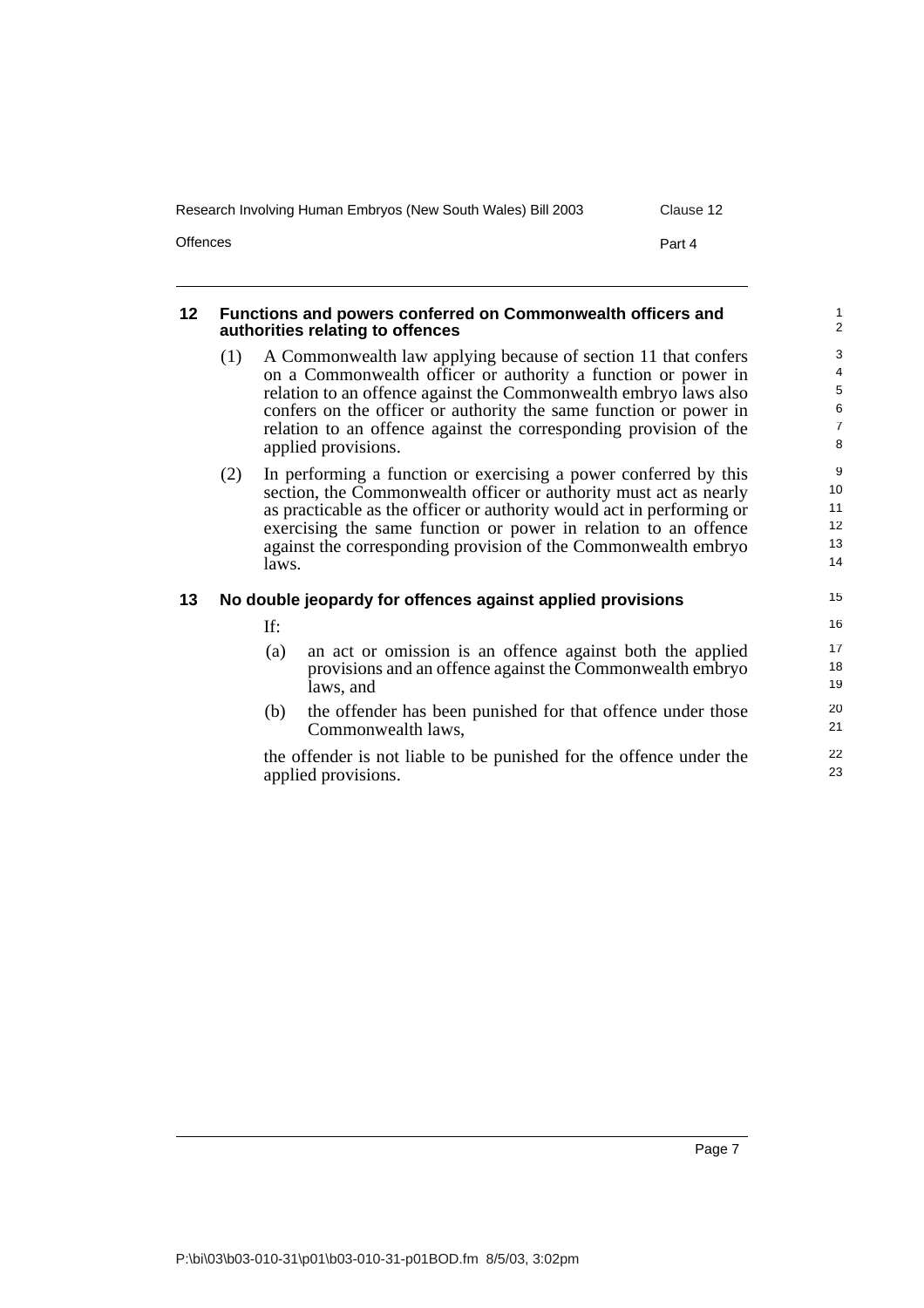### 12 Functions and powers conferred on Commonwealth officers and authorities relating to offences

(1) A Commonwealth law applying because of section 11 that confers on a Commonwealth officer or authority a function or power in relation to an offence against the Commonwealth embryo laws also confers on the officer or authority the same function or power in relation to an offence against the corresponding provision of the applied provisions.

(2) In performing a function or exercising a power conferred by this section, the Commonwealth officer or authority must act as nearly as practicable as the officer or authority would act in performing or exercising the same function or power in relation to an offence against the corresponding provision of the Commonwealth embryo laws.

### 13 No double jeopardy for offences against applied provisions

If:

(a) an act or omission is an offence against both the applied provisions and an offence against the Commonwealth embryo laws, and

(b) the offender has been punished for that offence under those Commonwealth laws,

the offender is not liable to be punished for the offence under the applied provisions.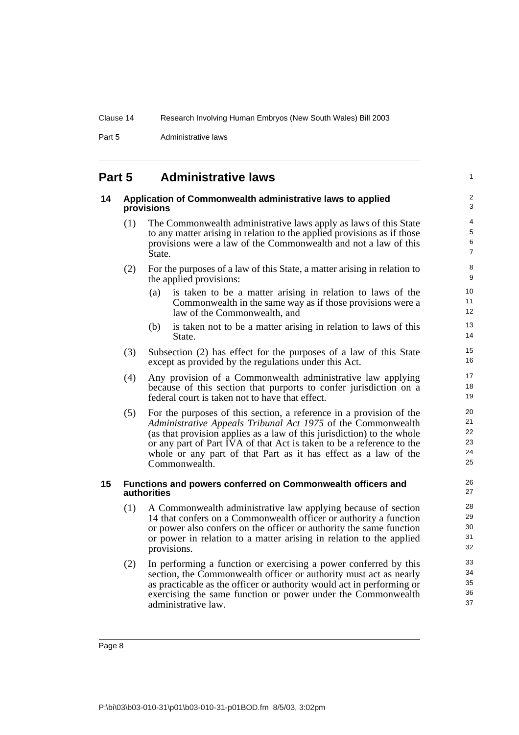# Part 5 Administrative laws

## 14 Application of Commonwealth administrative laws to applied provisions

(1) The Commonwealth administrative laws apply as laws of this State to any matter arising in relation to the applied provisions as if those provisions were a law of the Commonwealth and not a law of this State.

(2) For the purposes of a law of this State, a matter arising in relation to the applied provisions:

(a) is taken to be a matter arising in relation to laws of the Commonwealth in the same way as if those provisions were a law of the Commonwealth, and

(b) is taken not to be a matter arising in relation to laws of this State.

(3) Subsection (2) has effect for the purposes of a law of this State except as provided by the regulations under this Act.

(4) Any provision of a Commonwealth administrative law applying because of this section that purports to confer jurisdiction on a federal court is taken not to have that effect.

(5) For the purposes of this section, a reference in a provision of the *Administrative Appeals Tribunal Act 1975* of the Commonwealth (as that provision applies as a law of this jurisdiction) to the whole or any part of Part IVA of that Act is taken to be a reference to the whole or any part of that Part as it has effect as a law of the Commonwealth.

## 15 Functions and powers conferred on Commonwealth officers and authorities

(1) A Commonwealth administrative law applying because of section 14 that confers on a Commonwealth officer or authority a function or power also confers on the officer or authority the same function or power in relation to a matter arising in relation to the applied provisions.

(2) In performing a function or exercising a power conferred by this section, the Commonwealth officer or authority must act as nearly as practicable as the officer or authority would act in performing or exercising the same function or power under the Commonwealth administrative law.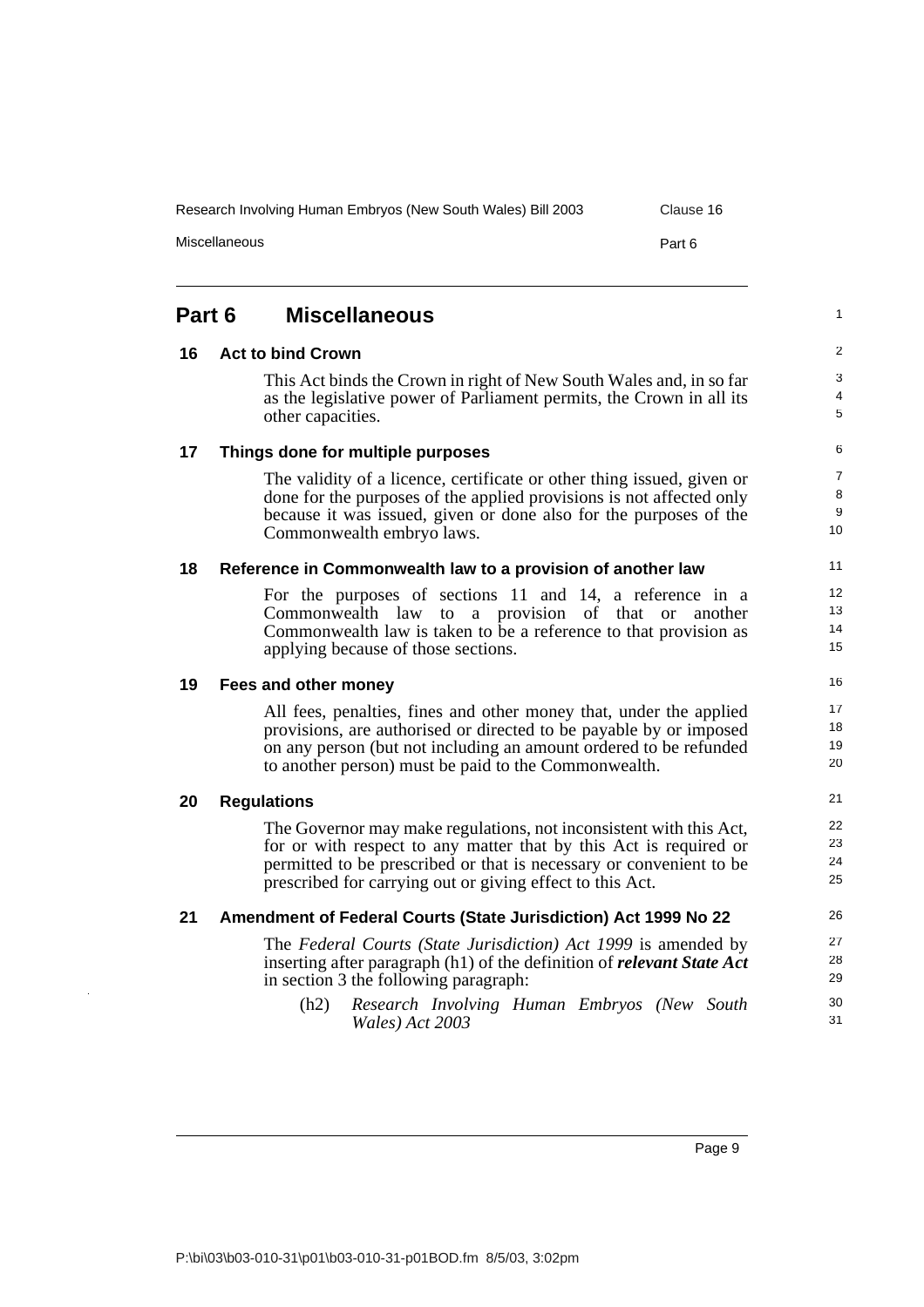## Part 6 Miscellaneous

### 16 Act to bind Crown

This Act binds the Crown in right of New South Wales and, in so far as the legislative power of Parliament permits, the Crown in all its other capacities.

### 17 Things done for multiple purposes

The validity of a licence, certificate or other thing issued, given or done for the purposes of the applied provisions is not affected only because it was issued, given or done also for the purposes of the Commonwealth embryo laws.

### 18 Reference in Commonwealth law to a provision of another law

For the purposes of sections 11 and 14, a reference in a Commonwealth law to a provision of that or another Commonwealth law is taken to be a reference to that provision as applying because of those sections.

### 19 Fees and other money

All fees, penalties, fines and other money that, under the applied provisions, are authorised or directed to be payable by or imposed on any person (but not including an amount ordered to be refunded to another person) must be paid to the Commonwealth.

### 20 Regulations

The Governor may make regulations, not inconsistent with this Act, for or with respect to any matter that by this Act is required or permitted to be prescribed or that is necessary or convenient to be prescribed for carrying out or giving effect to this Act.

### 21 Amendment of Federal Courts (State Jurisdiction) Act 1999 No 22

The *Federal Courts (State Jurisdiction) Act 1999* is amended by inserting after paragraph (h1) of the definition of ***relevant State Act*** in section 3 the following paragraph:

(h2) *Research Involving Human Embryos (New South Wales) Act 2003*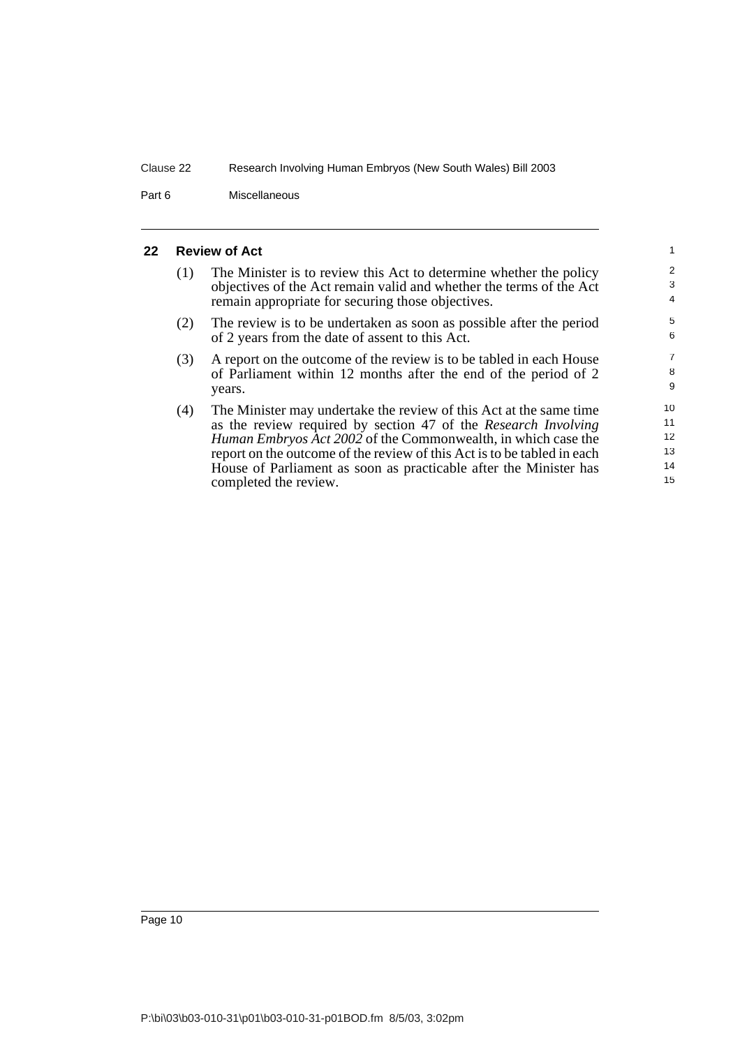## 22 Review of Act

(1) The Minister is to review this Act to determine whether the policy objectives of the Act remain valid and whether the terms of the Act remain appropriate for securing those objectives.

(2) The review is to be undertaken as soon as possible after the period of 2 years from the date of assent to this Act.

(3) A report on the outcome of the review is to be tabled in each House of Parliament within 12 months after the end of the period of 2 years.

(4) The Minister may undertake the review of this Act at the same time as the review required by section 47 of the *Research Involving Human Embryos Act 2002* of the Commonwealth, in which case the report on the outcome of the review of this Act is to be tabled in each House of Parliament as soon as practicable after the Minister has completed the review.